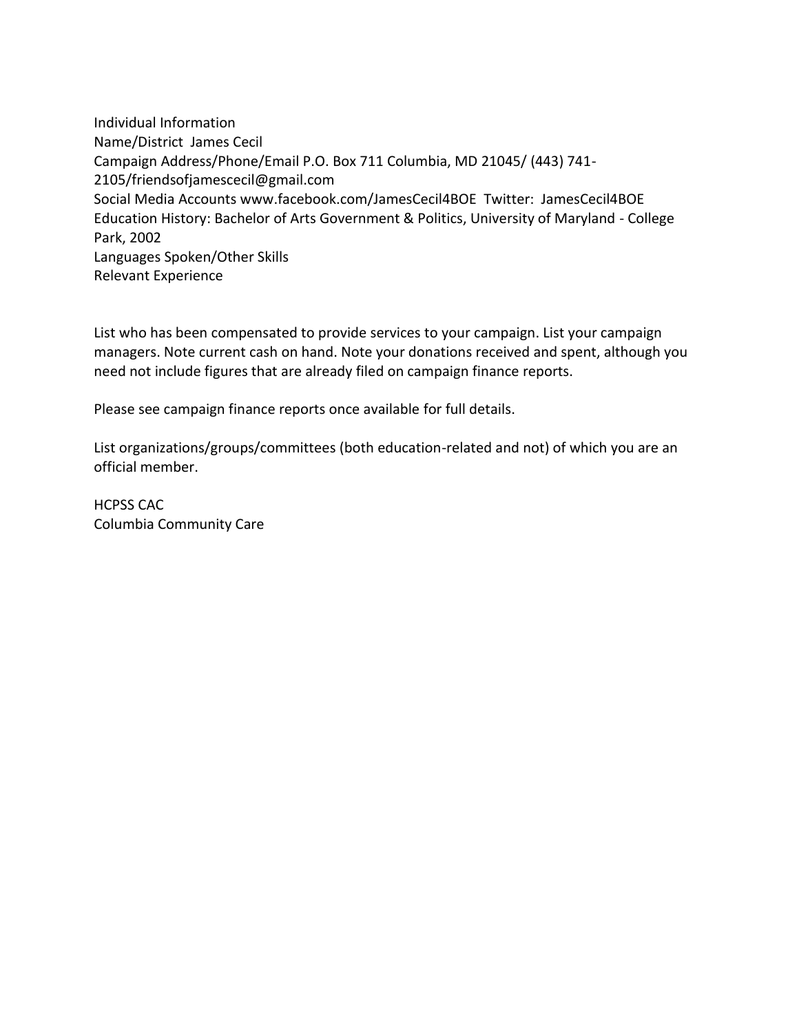Individual Information
Name/District James Cecil
Campaign Address/Phone/Email P.O. Box 711 Columbia, MD 21045/ (443) 741-2105/friendsofjamescecil@gmail.com
Social Media Accounts www.facebook.com/JamesCecil4BOE Twitter: JamesCecil4BOE
Education History: Bachelor of Arts Government & Politics, University of Maryland - College Park, 2002
Languages Spoken/Other Skills
Relevant Experience

List who has been compensated to provide services to your campaign. List your campaign managers. Note current cash on hand. Note your donations received and spent, although you need not include figures that are already filed on campaign finance reports.

Please see campaign finance reports once available for full details.

List organizations/groups/committees (both education-related and not) of which you are an official member.

HCPSS CAC
Columbia Community Care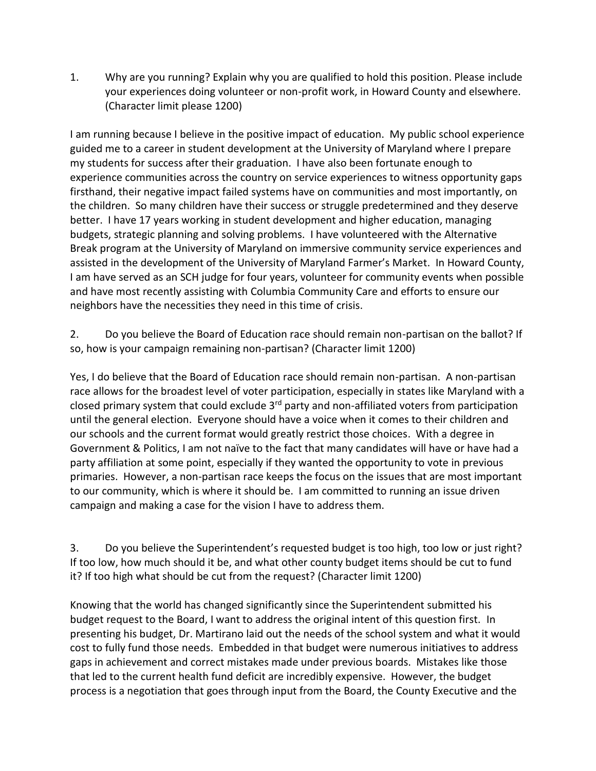1. Why are you running? Explain why you are qualified to hold this position. Please include your experiences doing volunteer or non-profit work, in Howard County and elsewhere. (Character limit please 1200)

I am running because I believe in the positive impact of education. My public school experience guided me to a career in student development at the University of Maryland where I prepare my students for success after their graduation. I have also been fortunate enough to experience communities across the country on service experiences to witness opportunity gaps firsthand, their negative impact failed systems have on communities and most importantly, on the children. So many children have their success or struggle predetermined and they deserve better. I have 17 years working in student development and higher education, managing budgets, strategic planning and solving problems. I have volunteered with the Alternative Break program at the University of Maryland on immersive community service experiences and assisted in the development of the University of Maryland Farmer's Market. In Howard County, I am have served as an SCH judge for four years, volunteer for community events when possible and have most recently assisting with Columbia Community Care and efforts to ensure our neighbors have the necessities they need in this time of crisis.

2. Do you believe the Board of Education race should remain non-partisan on the ballot? If so, how is your campaign remaining non-partisan? (Character limit 1200)

Yes, I do believe that the Board of Education race should remain non-partisan. A non-partisan race allows for the broadest level of voter participation, especially in states like Maryland with a closed primary system that could exclude 3rd party and non-affiliated voters from participation until the general election. Everyone should have a voice when it comes to their children and our schools and the current format would greatly restrict those choices. With a degree in Government & Politics, I am not naïve to the fact that many candidates will have or have had a party affiliation at some point, especially if they wanted the opportunity to vote in previous primaries. However, a non-partisan race keeps the focus on the issues that are most important to our community, which is where it should be. I am committed to running an issue driven campaign and making a case for the vision I have to address them.

3. Do you believe the Superintendent's requested budget is too high, too low or just right? If too low, how much should it be, and what other county budget items should be cut to fund it? If too high what should be cut from the request? (Character limit 1200)

Knowing that the world has changed significantly since the Superintendent submitted his budget request to the Board, I want to address the original intent of this question first. In presenting his budget, Dr. Martirano laid out the needs of the school system and what it would cost to fully fund those needs. Embedded in that budget were numerous initiatives to address gaps in achievement and correct mistakes made under previous boards. Mistakes like those that led to the current health fund deficit are incredibly expensive. However, the budget process is a negotiation that goes through input from the Board, the County Executive and the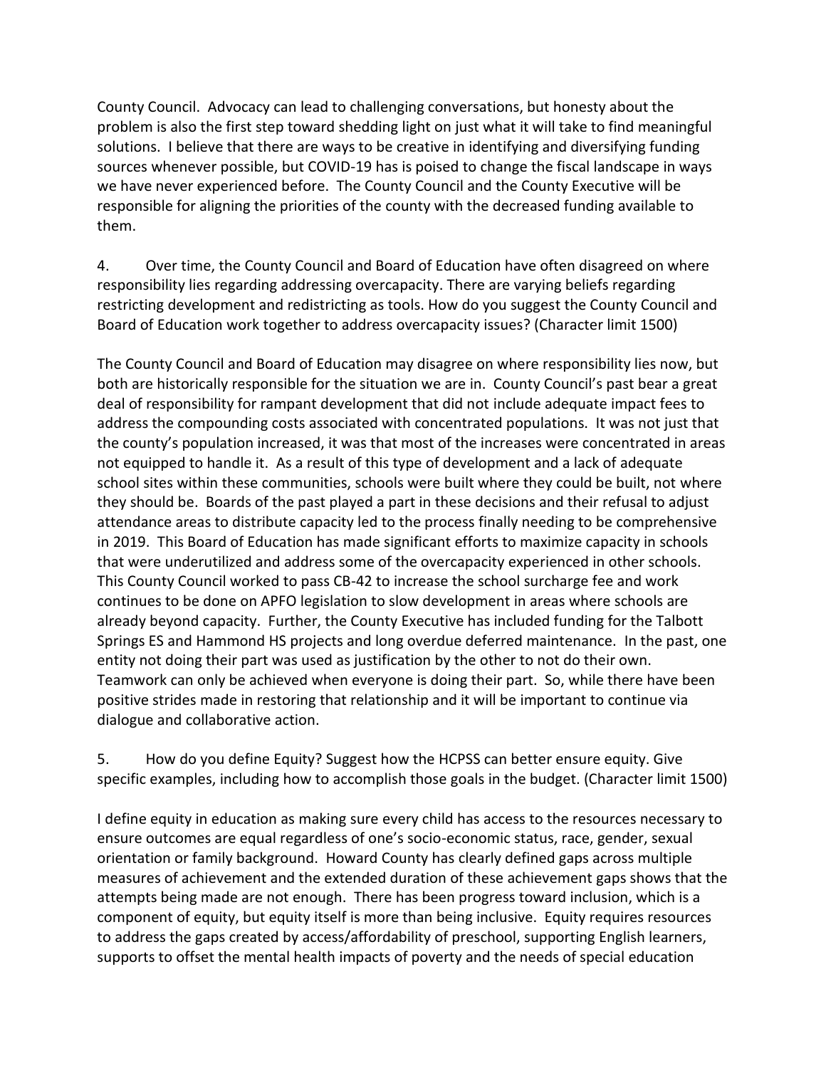County Council. Advocacy can lead to challenging conversations, but honesty about the problem is also the first step toward shedding light on just what it will take to find meaningful solutions. I believe that there are ways to be creative in identifying and diversifying funding sources whenever possible, but COVID-19 has is poised to change the fiscal landscape in ways we have never experienced before. The County Council and the County Executive will be responsible for aligning the priorities of the county with the decreased funding available to them.

4. Over time, the County Council and Board of Education have often disagreed on where responsibility lies regarding addressing overcapacity. There are varying beliefs regarding restricting development and redistricting as tools. How do you suggest the County Council and Board of Education work together to address overcapacity issues? (Character limit 1500)

The County Council and Board of Education may disagree on where responsibility lies now, but both are historically responsible for the situation we are in. County Council's past bear a great deal of responsibility for rampant development that did not include adequate impact fees to address the compounding costs associated with concentrated populations. It was not just that the county's population increased, it was that most of the increases were concentrated in areas not equipped to handle it. As a result of this type of development and a lack of adequate school sites within these communities, schools were built where they could be built, not where they should be. Boards of the past played a part in these decisions and their refusal to adjust attendance areas to distribute capacity led to the process finally needing to be comprehensive in 2019. This Board of Education has made significant efforts to maximize capacity in schools that were underutilized and address some of the overcapacity experienced in other schools. This County Council worked to pass CB-42 to increase the school surcharge fee and work continues to be done on APFO legislation to slow development in areas where schools are already beyond capacity. Further, the County Executive has included funding for the Talbott Springs ES and Hammond HS projects and long overdue deferred maintenance. In the past, one entity not doing their part was used as justification by the other to not do their own. Teamwork can only be achieved when everyone is doing their part. So, while there have been positive strides made in restoring that relationship and it will be important to continue via dialogue and collaborative action.

5. How do you define Equity? Suggest how the HCPSS can better ensure equity. Give specific examples, including how to accomplish those goals in the budget. (Character limit 1500)

I define equity in education as making sure every child has access to the resources necessary to ensure outcomes are equal regardless of one's socio-economic status, race, gender, sexual orientation or family background. Howard County has clearly defined gaps across multiple measures of achievement and the extended duration of these achievement gaps shows that the attempts being made are not enough. There has been progress toward inclusion, which is a component of equity, but equity itself is more than being inclusive. Equity requires resources to address the gaps created by access/affordability of preschool, supporting English learners, supports to offset the mental health impacts of poverty and the needs of special education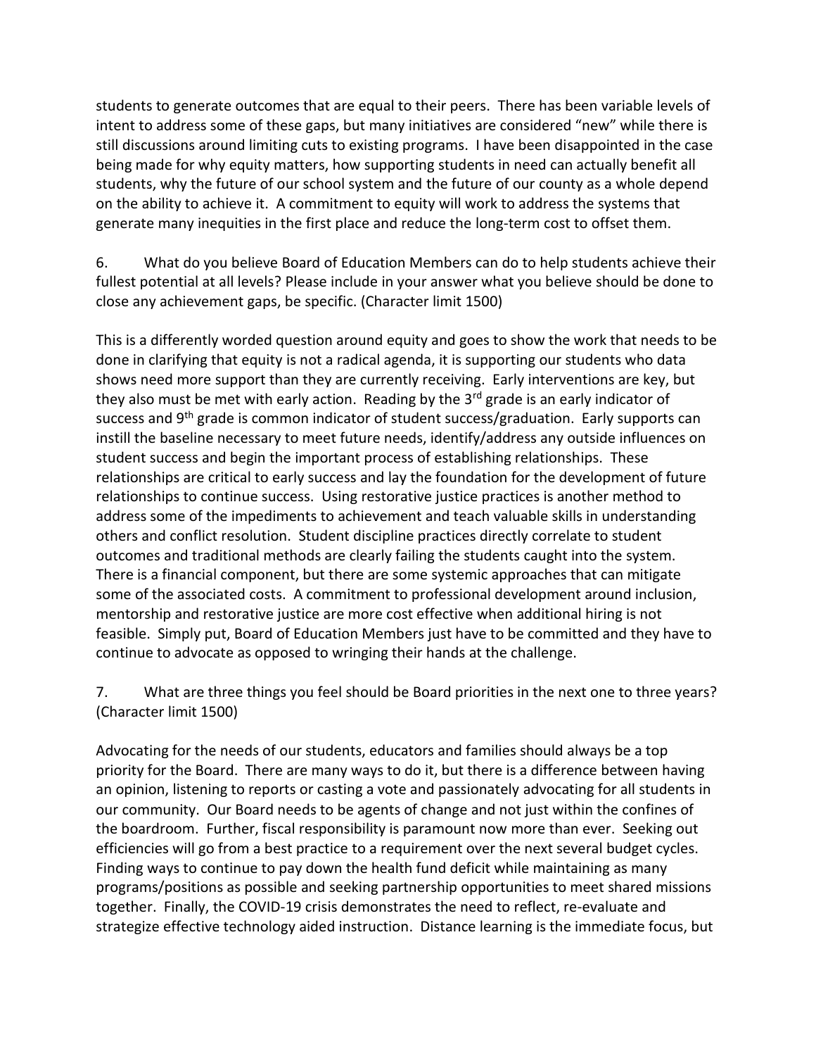students to generate outcomes that are equal to their peers. There has been variable levels of intent to address some of these gaps, but many initiatives are considered "new" while there is still discussions around limiting cuts to existing programs. I have been disappointed in the case being made for why equity matters, how supporting students in need can actually benefit all students, why the future of our school system and the future of our county as a whole depend on the ability to achieve it. A commitment to equity will work to address the systems that generate many inequities in the first place and reduce the long-term cost to offset them.

6. What do you believe Board of Education Members can do to help students achieve their fullest potential at all levels? Please include in your answer what you believe should be done to close any achievement gaps, be specific. (Character limit 1500)

This is a differently worded question around equity and goes to show the work that needs to be done in clarifying that equity is not a radical agenda, it is supporting our students who data shows need more support than they are currently receiving. Early interventions are key, but they also must be met with early action. Reading by the 3rd grade is an early indicator of success and 9th grade is common indicator of student success/graduation. Early supports can instill the baseline necessary to meet future needs, identify/address any outside influences on student success and begin the important process of establishing relationships. These relationships are critical to early success and lay the foundation for the development of future relationships to continue success. Using restorative justice practices is another method to address some of the impediments to achievement and teach valuable skills in understanding others and conflict resolution. Student discipline practices directly correlate to student outcomes and traditional methods are clearly failing the students caught into the system. There is a financial component, but there are some systemic approaches that can mitigate some of the associated costs. A commitment to professional development around inclusion, mentorship and restorative justice are more cost effective when additional hiring is not feasible. Simply put, Board of Education Members just have to be committed and they have to continue to advocate as opposed to wringing their hands at the challenge.

7. What are three things you feel should be Board priorities in the next one to three years? (Character limit 1500)

Advocating for the needs of our students, educators and families should always be a top priority for the Board. There are many ways to do it, but there is a difference between having an opinion, listening to reports or casting a vote and passionately advocating for all students in our community. Our Board needs to be agents of change and not just within the confines of the boardroom. Further, fiscal responsibility is paramount now more than ever. Seeking out efficiencies will go from a best practice to a requirement over the next several budget cycles. Finding ways to continue to pay down the health fund deficit while maintaining as many programs/positions as possible and seeking partnership opportunities to meet shared missions together. Finally, the COVID-19 crisis demonstrates the need to reflect, re-evaluate and strategize effective technology aided instruction. Distance learning is the immediate focus, but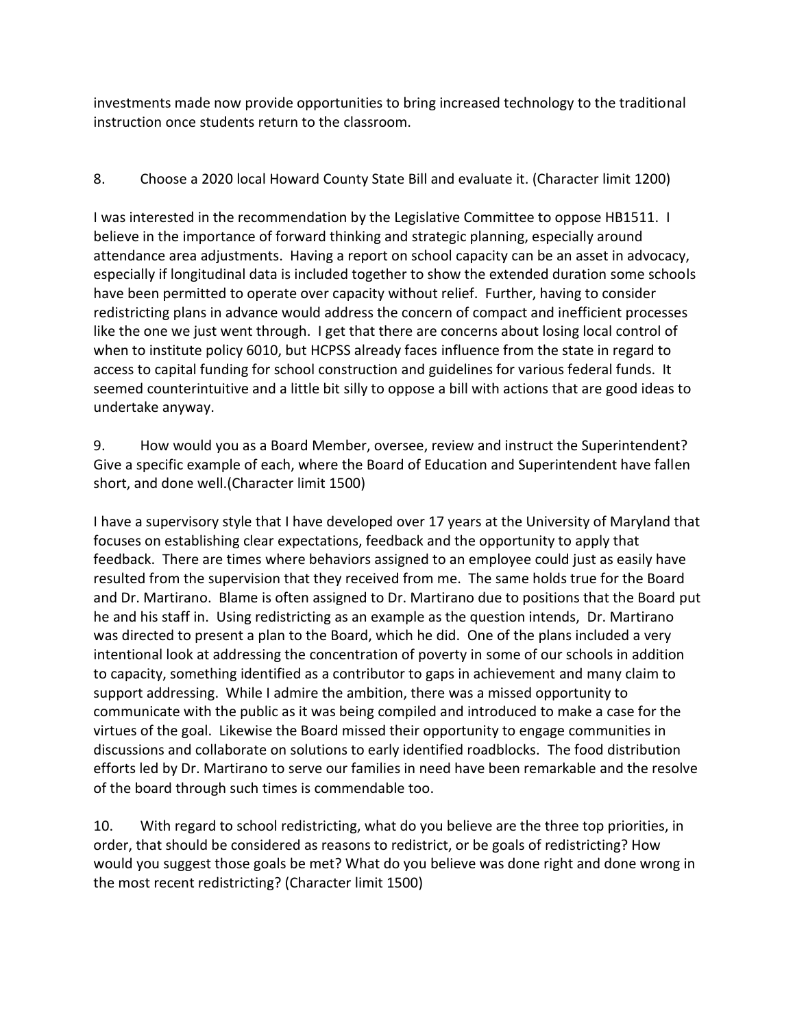investments made now provide opportunities to bring increased technology to the traditional instruction once students return to the classroom.

8. Choose a 2020 local Howard County State Bill and evaluate it. (Character limit 1200)

I was interested in the recommendation by the Legislative Committee to oppose HB1511. I believe in the importance of forward thinking and strategic planning, especially around attendance area adjustments. Having a report on school capacity can be an asset in advocacy, especially if longitudinal data is included together to show the extended duration some schools have been permitted to operate over capacity without relief. Further, having to consider redistricting plans in advance would address the concern of compact and inefficient processes like the one we just went through. I get that there are concerns about losing local control of when to institute policy 6010, but HCPSS already faces influence from the state in regard to access to capital funding for school construction and guidelines for various federal funds. It seemed counterintuitive and a little bit silly to oppose a bill with actions that are good ideas to undertake anyway.

9. How would you as a Board Member, oversee, review and instruct the Superintendent? Give a specific example of each, where the Board of Education and Superintendent have fallen short, and done well.(Character limit 1500)

I have a supervisory style that I have developed over 17 years at the University of Maryland that focuses on establishing clear expectations, feedback and the opportunity to apply that feedback. There are times where behaviors assigned to an employee could just as easily have resulted from the supervision that they received from me. The same holds true for the Board and Dr. Martirano. Blame is often assigned to Dr. Martirano due to positions that the Board put he and his staff in. Using redistricting as an example as the question intends, Dr. Martirano was directed to present a plan to the Board, which he did. One of the plans included a very intentional look at addressing the concentration of poverty in some of our schools in addition to capacity, something identified as a contributor to gaps in achievement and many claim to support addressing. While I admire the ambition, there was a missed opportunity to communicate with the public as it was being compiled and introduced to make a case for the virtues of the goal. Likewise the Board missed their opportunity to engage communities in discussions and collaborate on solutions to early identified roadblocks. The food distribution efforts led by Dr. Martirano to serve our families in need have been remarkable and the resolve of the board through such times is commendable too.

10. With regard to school redistricting, what do you believe are the three top priorities, in order, that should be considered as reasons to redistrict, or be goals of redistricting? How would you suggest those goals be met? What do you believe was done right and done wrong in the most recent redistricting? (Character limit 1500)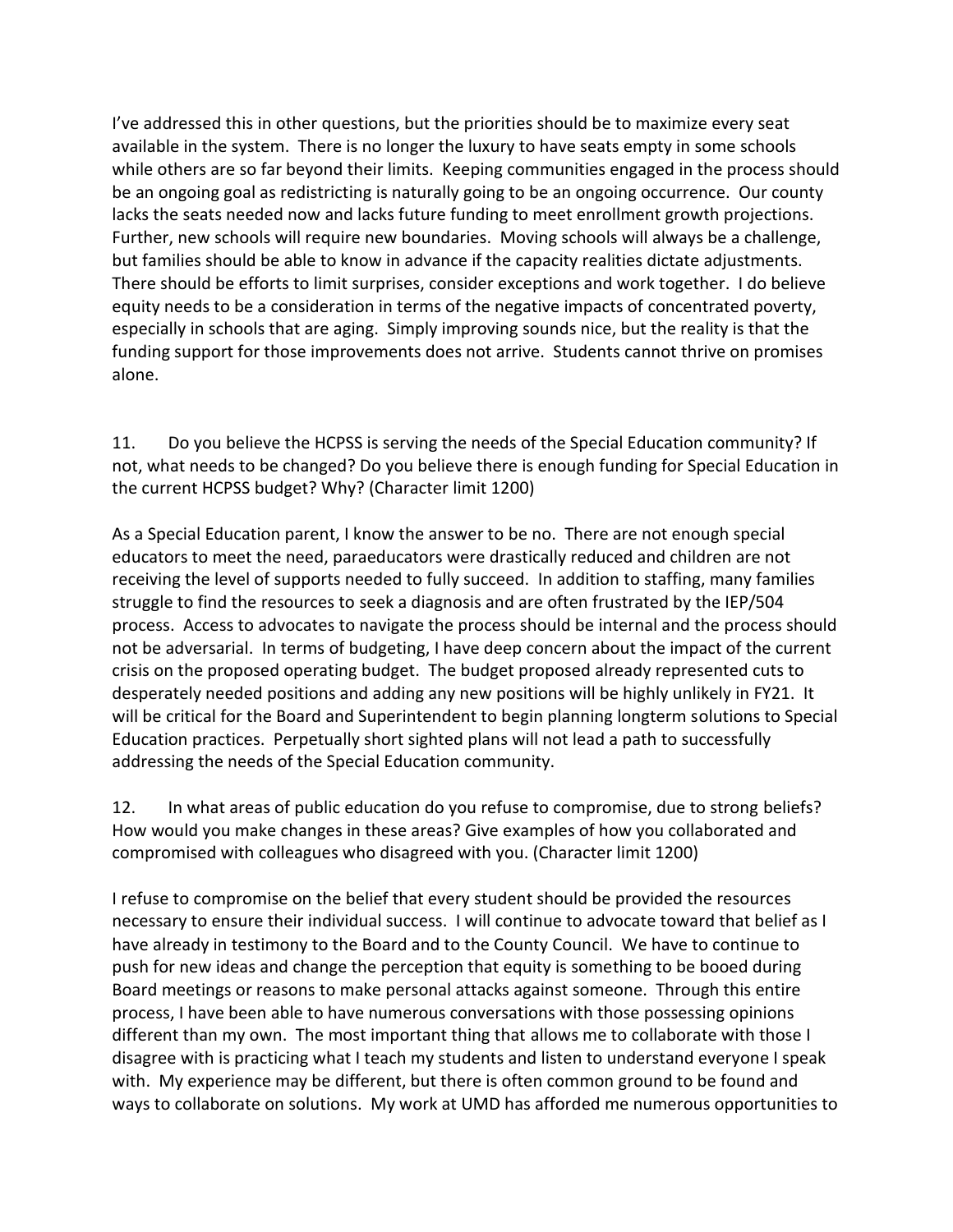I've addressed this in other questions, but the priorities should be to maximize every seat available in the system. There is no longer the luxury to have seats empty in some schools while others are so far beyond their limits. Keeping communities engaged in the process should be an ongoing goal as redistricting is naturally going to be an ongoing occurrence. Our county lacks the seats needed now and lacks future funding to meet enrollment growth projections. Further, new schools will require new boundaries. Moving schools will always be a challenge, but families should be able to know in advance if the capacity realities dictate adjustments. There should be efforts to limit surprises, consider exceptions and work together. I do believe equity needs to be a consideration in terms of the negative impacts of concentrated poverty, especially in schools that are aging. Simply improving sounds nice, but the reality is that the funding support for those improvements does not arrive. Students cannot thrive on promises alone.

11. Do you believe the HCPSS is serving the needs of the Special Education community? If not, what needs to be changed? Do you believe there is enough funding for Special Education in the current HCPSS budget? Why? (Character limit 1200)

As a Special Education parent, I know the answer to be no. There are not enough special educators to meet the need, paraeducators were drastically reduced and children are not receiving the level of supports needed to fully succeed. In addition to staffing, many families struggle to find the resources to seek a diagnosis and are often frustrated by the IEP/504 process. Access to advocates to navigate the process should be internal and the process should not be adversarial. In terms of budgeting, I have deep concern about the impact of the current crisis on the proposed operating budget. The budget proposed already represented cuts to desperately needed positions and adding any new positions will be highly unlikely in FY21. It will be critical for the Board and Superintendent to begin planning longterm solutions to Special Education practices. Perpetually short sighted plans will not lead a path to successfully addressing the needs of the Special Education community.

12. In what areas of public education do you refuse to compromise, due to strong beliefs? How would you make changes in these areas? Give examples of how you collaborated and compromised with colleagues who disagreed with you. (Character limit 1200)

I refuse to compromise on the belief that every student should be provided the resources necessary to ensure their individual success. I will continue to advocate toward that belief as I have already in testimony to the Board and to the County Council. We have to continue to push for new ideas and change the perception that equity is something to be booed during Board meetings or reasons to make personal attacks against someone. Through this entire process, I have been able to have numerous conversations with those possessing opinions different than my own. The most important thing that allows me to collaborate with those I disagree with is practicing what I teach my students and listen to understand everyone I speak with. My experience may be different, but there is often common ground to be found and ways to collaborate on solutions. My work at UMD has afforded me numerous opportunities to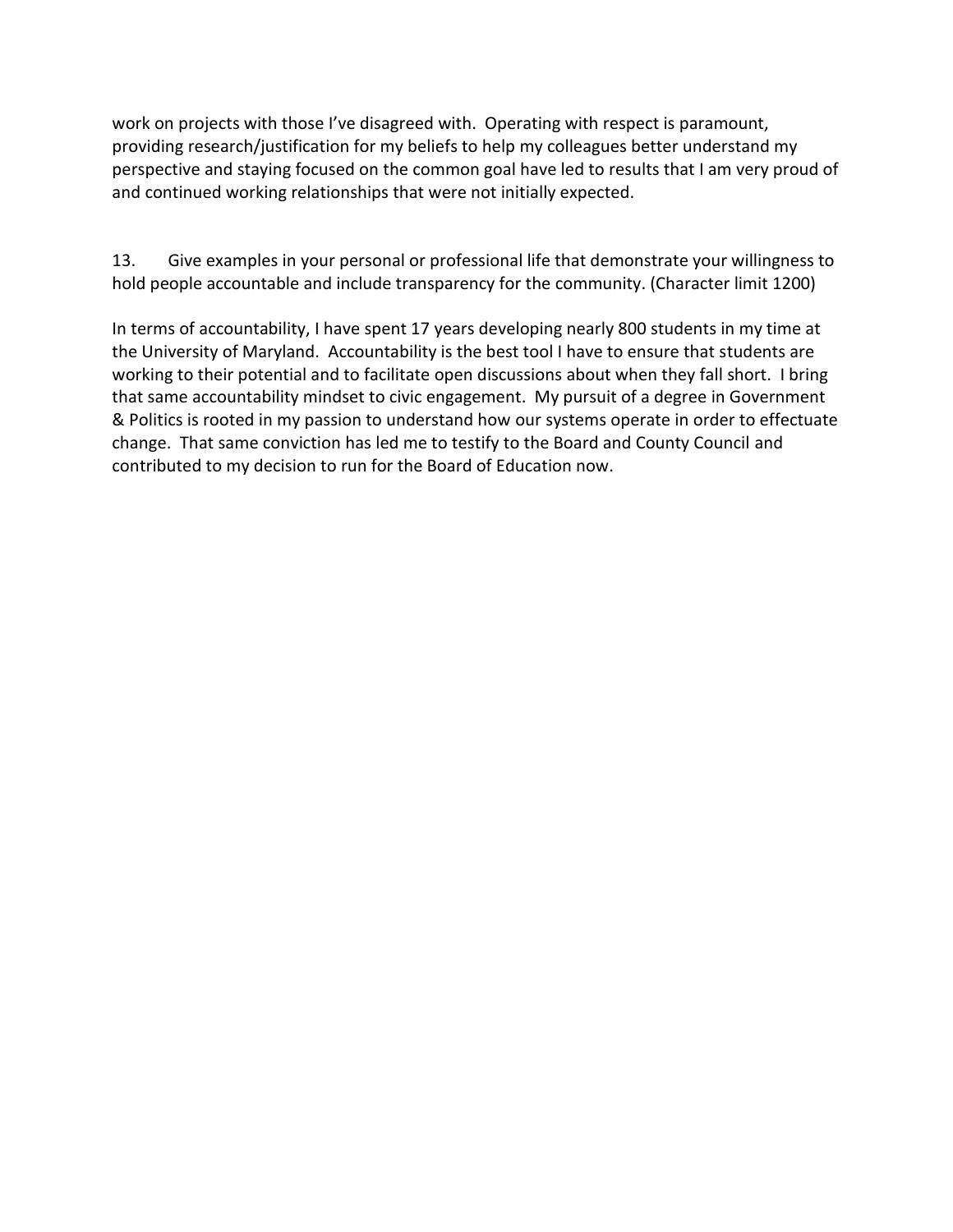work on projects with those I've disagreed with. Operating with respect is paramount, providing research/justification for my beliefs to help my colleagues better understand my perspective and staying focused on the common goal have led to results that I am very proud of and continued working relationships that were not initially expected.

13. Give examples in your personal or professional life that demonstrate your willingness to hold people accountable and include transparency for the community. (Character limit 1200)

In terms of accountability, I have spent 17 years developing nearly 800 students in my time at the University of Maryland. Accountability is the best tool I have to ensure that students are working to their potential and to facilitate open discussions about when they fall short. I bring that same accountability mindset to civic engagement. My pursuit of a degree in Government & Politics is rooted in my passion to understand how our systems operate in order to effectuate change. That same conviction has led me to testify to the Board and County Council and contributed to my decision to run for the Board of Education now.